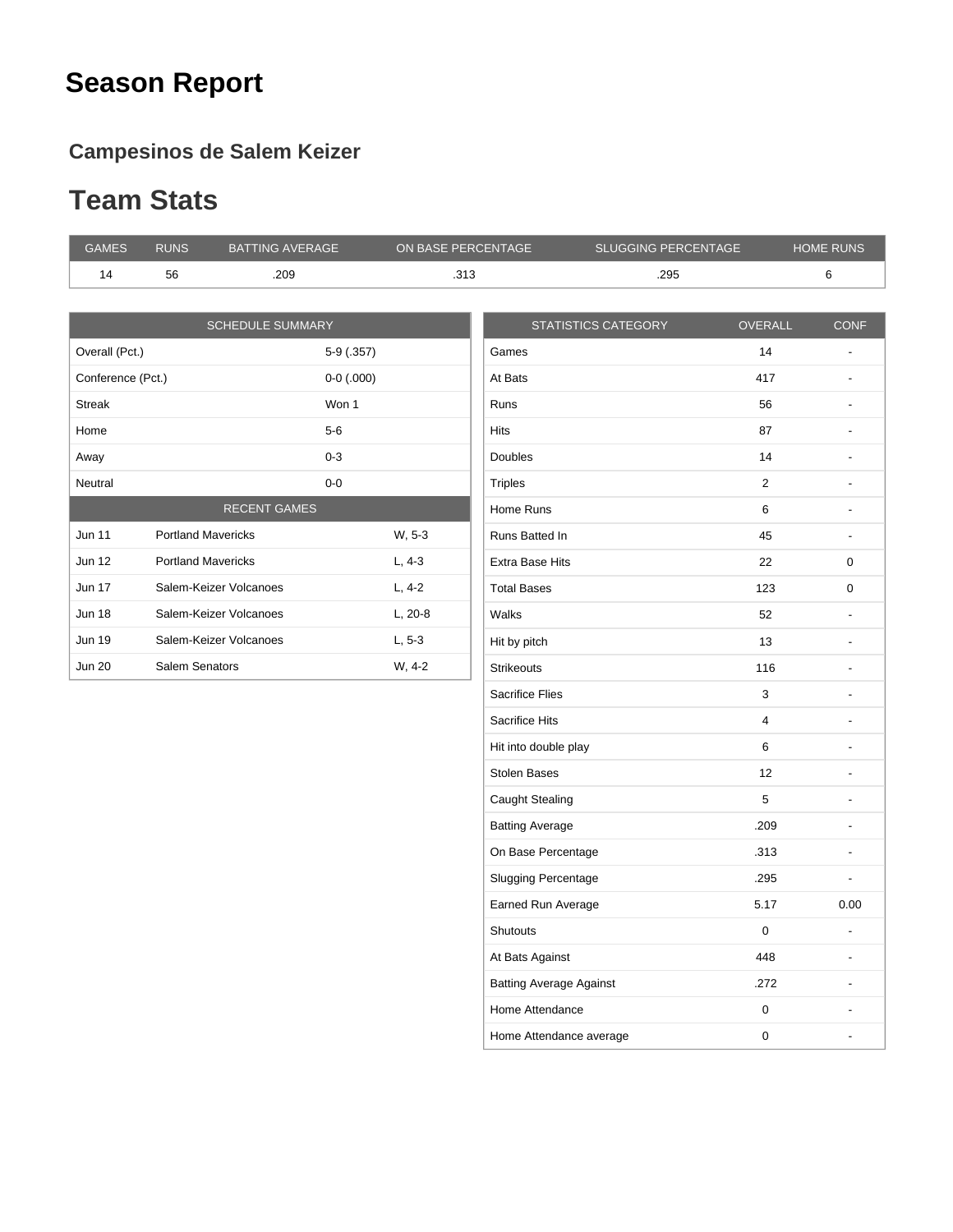# Season Report

### Campesinos de Salem Keizer

## Team Stats

| GAMES | RUNS | BATTING AVERAGE | ON BASE PERCENTAGE | SLUGGING PERCENTAGE | HOME RUNS |
|---|---|---|---|---|---|
| 14 | 56 | .209 | .313 | .295 | 6 |

| SCHEDULE SUMMARY | | |
|---|---|---|
| Overall (Pct.) | 5-9 (.357) | |
| Conference (Pct.) | 0-0 (.000) | |
| Streak | Won 1 | |
| Home | 5-6 | |
| Away | 0-3 | |
| Neutral | 0-0 | |
| RECENT GAMES | | |
| Jun 11 | Portland Mavericks | W, 5-3 |
| Jun 12 | Portland Mavericks | L, 4-3 |
| Jun 17 | Salem-Keizer Volcanoes | L, 4-2 |
| Jun 18 | Salem-Keizer Volcanoes | L, 20-8 |
| Jun 19 | Salem-Keizer Volcanoes | L, 5-3 |
| Jun 20 | Salem Senators | W, 4-2 |

| STATISTICS CATEGORY | OVERALL | CONF |
|---|---|---|
| Games | 14 | - |
| At Bats | 417 | - |
| Runs | 56 | - |
| Hits | 87 | - |
| Doubles | 14 | - |
| Triples | 2 | - |
| Home Runs | 6 | - |
| Runs Batted In | 45 | - |
| Extra Base Hits | 22 | 0 |
| Total Bases | 123 | 0 |
| Walks | 52 | - |
| Hit by pitch | 13 | - |
| Strikeouts | 116 | - |
| Sacrifice Flies | 3 | - |
| Sacrifice Hits | 4 | - |
| Hit into double play | 6 | - |
| Stolen Bases | 12 | - |
| Caught Stealing | 5 | - |
| Batting Average | .209 | - |
| On Base Percentage | .313 | - |
| Slugging Percentage | .295 | - |
| Earned Run Average | 5.17 | 0.00 |
| Shutouts | 0 | - |
| At Bats Against | 448 | - |
| Batting Average Against | .272 | - |
| Home Attendance | 0 | - |
| Home Attendance average | 0 | - |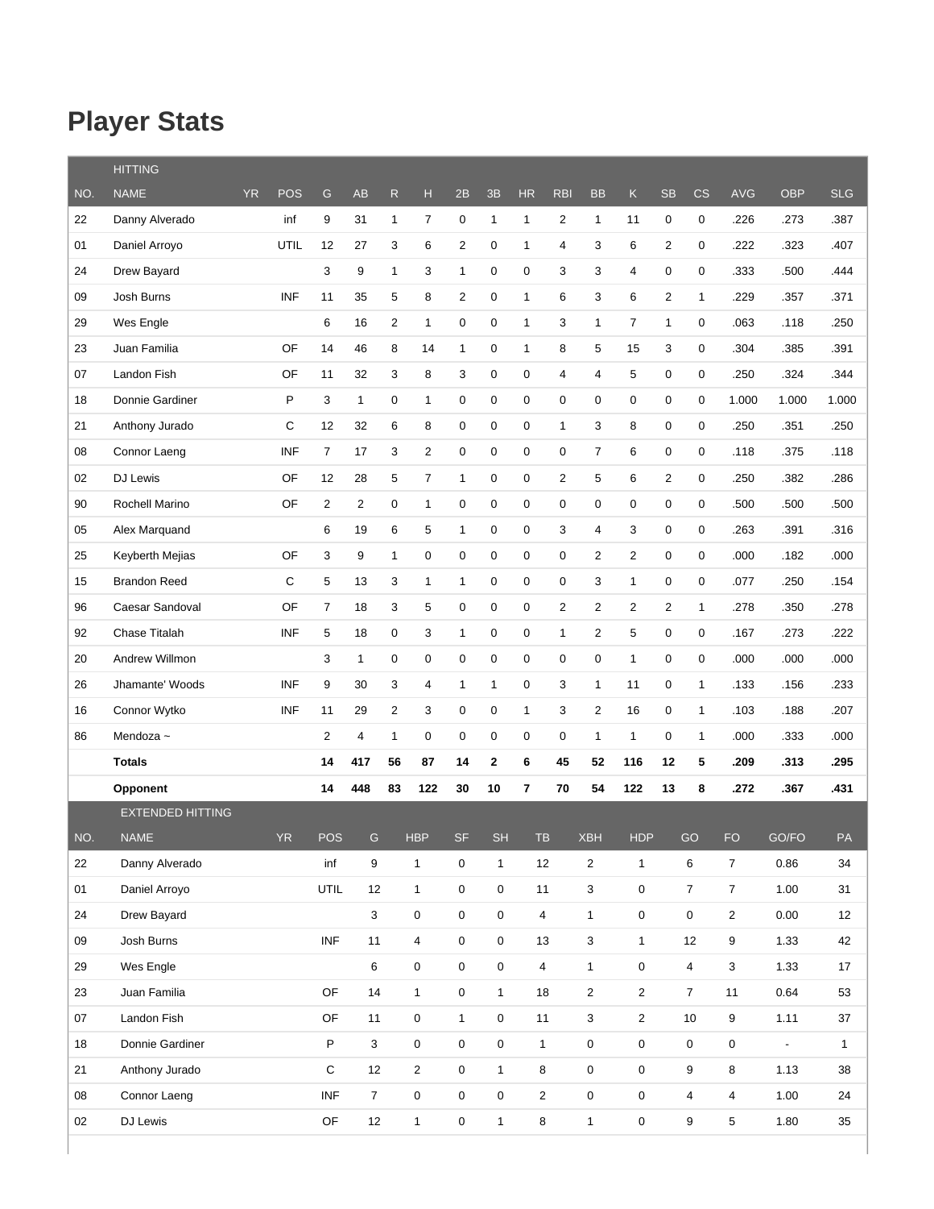# Player Stats

| HITTING | | | | | | | | | | | | | | | | | | | |
|---|---|---|---|---|---|---|---|---|---|---|---|---|---|---|---|---|---|---|---|
| NO. | NAME | YR | POS | G | AB | R | H | 2B | 3B | HR | RBI | BB | K | SB | CS | AVG | OBP | SLG |
| 22 | Danny Alverado | | inf | 9 | 31 | 1 | 7 | 0 | 1 | 1 | 2 | 1 | 11 | 0 | 0 | .226 | .273 | .387 |
| 01 | Daniel Arroyo | | UTIL | 12 | 27 | 3 | 6 | 2 | 0 | 1 | 4 | 3 | 6 | 2 | 0 | .222 | .323 | .407 |
| 24 | Drew Bayard | | | 3 | 9 | 1 | 3 | 1 | 0 | 0 | 3 | 3 | 4 | 0 | 0 | .333 | .500 | .444 |
| 09 | Josh Burns | | INF | 11 | 35 | 5 | 8 | 2 | 0 | 1 | 6 | 3 | 6 | 2 | 1 | .229 | .357 | .371 |
| 29 | Wes Engle | | | 6 | 16 | 2 | 1 | 0 | 0 | 1 | 3 | 1 | 7 | 1 | 0 | .063 | .118 | .250 |
| 23 | Juan Familia | | OF | 14 | 46 | 8 | 14 | 1 | 0 | 1 | 8 | 5 | 15 | 3 | 0 | .304 | .385 | .391 |
| 07 | Landon Fish | | OF | 11 | 32 | 3 | 8 | 3 | 0 | 0 | 4 | 4 | 5 | 0 | 0 | .250 | .324 | .344 |
| 18 | Donnie Gardiner | | P | 3 | 1 | 0 | 1 | 0 | 0 | 0 | 0 | 0 | 0 | 0 | 0 | 1.000 | 1.000 | 1.000 |
| 21 | Anthony Jurado | | C | 12 | 32 | 6 | 8 | 0 | 0 | 0 | 1 | 3 | 8 | 0 | 0 | .250 | .351 | .250 |
| 08 | Connor Laeng | | INF | 7 | 17 | 3 | 2 | 0 | 0 | 0 | 0 | 7 | 6 | 0 | 0 | .118 | .375 | .118 |
| 02 | DJ Lewis | | OF | 12 | 28 | 5 | 7 | 1 | 0 | 0 | 2 | 5 | 6 | 2 | 0 | .250 | .382 | .286 |
| 90 | Rochell Marino | | OF | 2 | 2 | 0 | 1 | 0 | 0 | 0 | 0 | 0 | 0 | 0 | 0 | .500 | .500 | .500 |
| 05 | Alex Marquand | | | 6 | 19 | 6 | 5 | 1 | 0 | 0 | 3 | 4 | 3 | 0 | 0 | .263 | .391 | .316 |
| 25 | Keyberth Mejias | | OF | 3 | 9 | 1 | 0 | 0 | 0 | 0 | 0 | 2 | 2 | 0 | 0 | .000 | .182 | .000 |
| 15 | Brandon Reed | | C | 5 | 13 | 3 | 1 | 1 | 0 | 0 | 0 | 3 | 1 | 0 | 0 | .077 | .250 | .154 |
| 96 | Caesar Sandoval | | OF | 7 | 18 | 3 | 5 | 0 | 0 | 0 | 2 | 2 | 2 | 2 | 1 | .278 | .350 | .278 |
| 92 | Chase Titalah | | INF | 5 | 18 | 0 | 3 | 1 | 0 | 0 | 1 | 2 | 5 | 0 | 0 | .167 | .273 | .222 |
| 20 | Andrew Willmon | | | 3 | 1 | 0 | 0 | 0 | 0 | 0 | 0 | 0 | 1 | 0 | 0 | .000 | .000 | .000 |
| 26 | Jhamante' Woods | | INF | 9 | 30 | 3 | 4 | 1 | 1 | 0 | 3 | 1 | 11 | 0 | 1 | .133 | .156 | .233 |
| 16 | Connor Wytko | | INF | 11 | 29 | 2 | 3 | 0 | 0 | 1 | 3 | 2 | 16 | 0 | 1 | .103 | .188 | .207 |
| 86 | Mendoza ~ | | | 2 | 4 | 1 | 0 | 0 | 0 | 0 | 0 | 1 | 1 | 0 | 1 | .000 | .333 | .000 |
| | **Totals** | | | **14** | **417** | **56** | **87** | **14** | **2** | **6** | **45** | **52** | **116** | **12** | **5** | **.209** | **.313** | **.295** |
| | **Opponent** | | | **14** | **448** | **83** | **122** | **30** | **10** | **7** | **70** | **54** | **122** | **13** | **8** | **.272** | **.367** | **.431** |

| EXTENDED HITTING | | | | | | | | | | | | | | | |
|---|---|---|---|---|---|---|---|---|---|---|---|---|---|---|---|
| NO. | NAME | YR | POS | G | HBP | SF | SH | TB | XBH | HDP | GO | FO | GO/FO | PA |
| 22 | Danny Alverado | | inf | 9 | 1 | 0 | 1 | 12 | 2 | 1 | 6 | 7 | 0.86 | 34 |
| 01 | Daniel Arroyo | | UTIL | 12 | 1 | 0 | 0 | 11 | 3 | 0 | 7 | 7 | 1.00 | 31 |
| 24 | Drew Bayard | | | 3 | 0 | 0 | 0 | 4 | 1 | 0 | 0 | 2 | 0.00 | 12 |
| 09 | Josh Burns | | INF | 11 | 4 | 0 | 0 | 13 | 3 | 1 | 12 | 9 | 1.33 | 42 |
| 29 | Wes Engle | | | 6 | 0 | 0 | 0 | 4 | 1 | 0 | 4 | 3 | 1.33 | 17 |
| 23 | Juan Familia | | OF | 14 | 1 | 0 | 1 | 18 | 2 | 2 | 7 | 11 | 0.64 | 53 |
| 07 | Landon Fish | | OF | 11 | 0 | 1 | 0 | 11 | 3 | 2 | 10 | 9 | 1.11 | 37 |
| 18 | Donnie Gardiner | | P | 3 | 0 | 0 | 0 | 1 | 0 | 0 | 0 | 0 | - | 1 |
| 21 | Anthony Jurado | | C | 12 | 2 | 0 | 1 | 8 | 0 | 0 | 9 | 8 | 1.13 | 38 |
| 08 | Connor Laeng | | INF | 7 | 0 | 0 | 0 | 2 | 0 | 0 | 4 | 4 | 1.00 | 24 |
| 02 | DJ Lewis | | OF | 12 | 1 | 0 | 1 | 8 | 1 | 0 | 9 | 5 | 1.80 | 35 |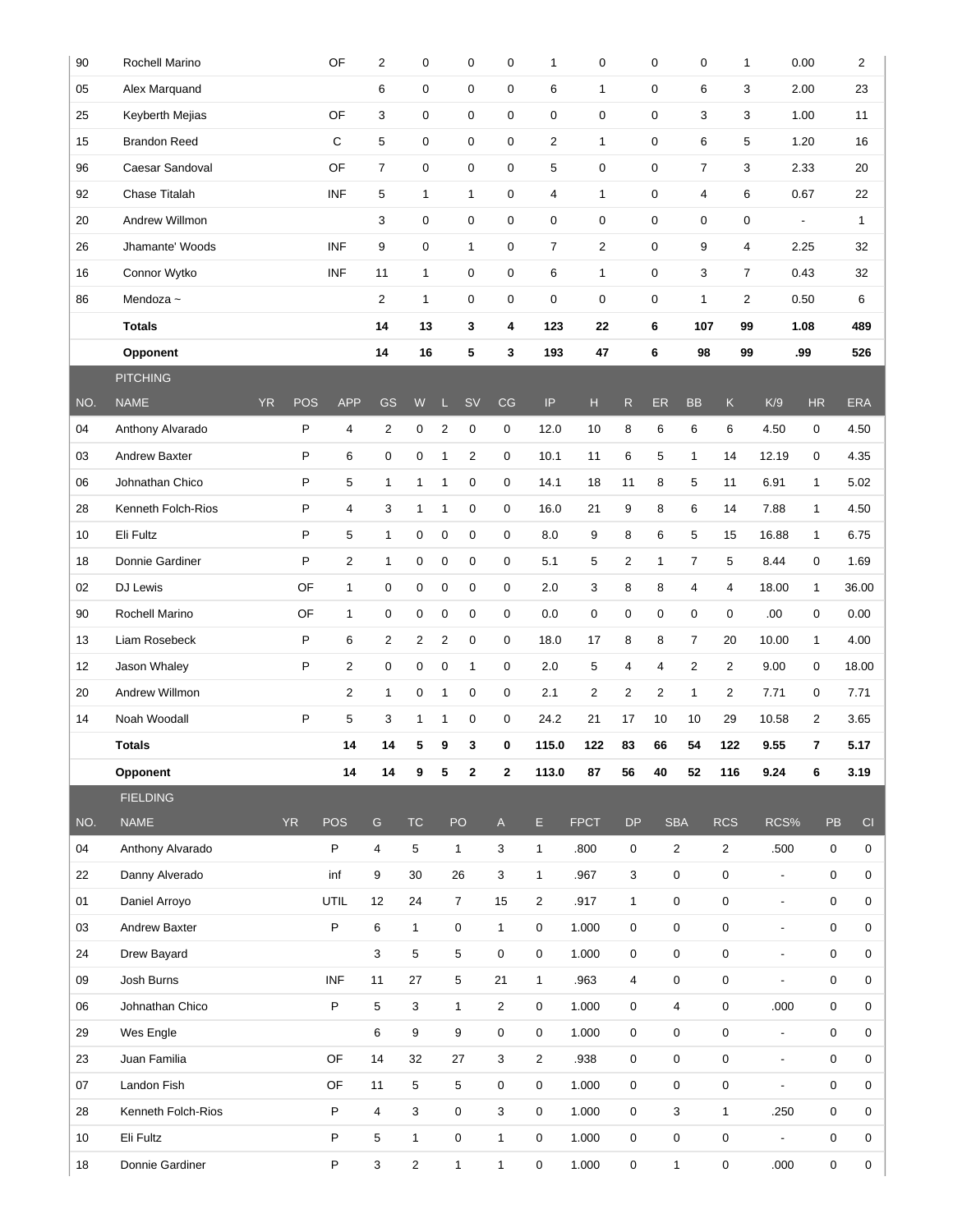| 90 | Rochell Marino | | OF | 2 | 0 | 0 | 0 | 1 | 0 | 0 | 0 | 1 | 0.00 | 2 |
|---|---|---|---|---|---|---|---|---|---|---|---|---|---|---|
| 05 | Alex Marquand | | | 6 | 0 | 0 | 0 | 6 | 1 | 0 | 6 | 3 | 2.00 | 23 |
| 25 | Keyberth Mejias | | OF | 3 | 0 | 0 | 0 | 0 | 0 | 0 | 3 | 3 | 1.00 | 11 |
| 15 | Brandon Reed | | C | 5 | 0 | 0 | 0 | 2 | 1 | 0 | 6 | 5 | 1.20 | 16 |
| 96 | Caesar Sandoval | | OF | 7 | 0 | 0 | 0 | 5 | 0 | 0 | 7 | 3 | 2.33 | 20 |
| 92 | Chase Titalah | | INF | 5 | 1 | 1 | 0 | 4 | 1 | 0 | 4 | 6 | 0.67 | 22 |
| 20 | Andrew Willmon | | | 3 | 0 | 0 | 0 | 0 | 0 | 0 | 0 | 0 | - | 1 |
| 26 | Jhamante' Woods | | INF | 9 | 0 | 1 | 0 | 7 | 2 | 0 | 9 | 4 | 2.25 | 32 |
| 16 | Connor Wytko | | INF | 11 | 1 | 0 | 0 | 6 | 1 | 0 | 3 | 7 | 0.43 | 32 |
| 86 | Mendoza ~ | | | 2 | 1 | 0 | 0 | 0 | 0 | 0 | 1 | 2 | 0.50 | 6 |
| | **Totals** | | | **14** | **13** | **3** | **4** | **123** | **22** | **6** | **107** | **99** | **1.08** | **489** |
| | **Opponent** | | | **14** | **16** | **5** | **3** | **193** | **47** | **6** | **98** | **99** | **.99** | **526** |

PITCHING

| NO. | NAME | YR | POS | APP | GS | W | L | SV | CG | IP | H | R | ER | BB | K | K/9 | HR | ERA |
|---|---|---|---|---|---|---|---|---|---|---|---|---|---|---|---|---|---|---|
| 04 | Anthony Alvarado | | P | 4 | 2 | 0 | 2 | 0 | 0 | 12.0 | 10 | 8 | 6 | 6 | 6 | 4.50 | 0 | 4.50 |
| 03 | Andrew Baxter | | P | 6 | 0 | 0 | 1 | 2 | 0 | 10.1 | 11 | 6 | 5 | 1 | 14 | 12.19 | 0 | 4.35 |
| 06 | Johnathan Chico | | P | 5 | 1 | 1 | 1 | 0 | 0 | 14.1 | 18 | 11 | 8 | 5 | 11 | 6.91 | 1 | 5.02 |
| 28 | Kenneth Folch-Rios | | P | 4 | 3 | 1 | 1 | 0 | 0 | 16.0 | 21 | 9 | 8 | 6 | 14 | 7.88 | 1 | 4.50 |
| 10 | Eli Fultz | | P | 5 | 1 | 0 | 0 | 0 | 0 | 8.0 | 9 | 8 | 6 | 5 | 15 | 16.88 | 1 | 6.75 |
| 18 | Donnie Gardiner | | P | 2 | 1 | 0 | 0 | 0 | 0 | 5.1 | 5 | 2 | 1 | 7 | 5 | 8.44 | 0 | 1.69 |
| 02 | DJ Lewis | | OF | 1 | 0 | 0 | 0 | 0 | 0 | 2.0 | 3 | 8 | 8 | 4 | 4 | 18.00 | 1 | 36.00 |
| 90 | Rochell Marino | | OF | 1 | 0 | 0 | 0 | 0 | 0 | 0.0 | 0 | 0 | 0 | 0 | 0 | .00 | 0 | 0.00 |
| 13 | Liam Rosebeck | | P | 6 | 2 | 2 | 2 | 0 | 0 | 18.0 | 17 | 8 | 8 | 7 | 20 | 10.00 | 1 | 4.00 |
| 12 | Jason Whaley | | P | 2 | 0 | 0 | 0 | 1 | 0 | 2.0 | 5 | 4 | 4 | 2 | 2 | 9.00 | 0 | 18.00 |
| 20 | Andrew Willmon | | | 2 | 1 | 0 | 1 | 0 | 0 | 2.1 | 2 | 2 | 2 | 1 | 2 | 7.71 | 0 | 7.71 |
| 14 | Noah Woodall | | P | 5 | 3 | 1 | 1 | 0 | 0 | 24.2 | 21 | 17 | 10 | 10 | 29 | 10.58 | 2 | 3.65 |
| | **Totals** | | | **14** | **14** | **5** | **9** | **3** | **0** | **115.0** | **122** | **83** | **66** | **54** | **122** | **9.55** | **7** | **5.17** |
| | **Opponent** | | | **14** | **14** | **9** | **5** | **2** | **2** | **113.0** | **87** | **56** | **40** | **52** | **116** | **9.24** | **6** | **3.19** |

FIELDING

| NO. | NAME | YR | POS | G | TC | PO | A | E | FPCT | DP | SBA | RCS | RCS% | PB | CI |
|---|---|---|---|---|---|---|---|---|---|---|---|---|---|---|---|
| 04 | Anthony Alvarado | | P | 4 | 5 | 1 | 3 | 1 | .800 | 0 | 2 | 2 | .500 | 0 | 0 |
| 22 | Danny Alverado | | inf | 9 | 30 | 26 | 3 | 1 | .967 | 3 | 0 | 0 | - | 0 | 0 |
| 01 | Daniel Arroyo | | UTIL | 12 | 24 | 7 | 15 | 2 | .917 | 1 | 0 | 0 | - | 0 | 0 |
| 03 | Andrew Baxter | | P | 6 | 1 | 0 | 1 | 0 | 1.000 | 0 | 0 | 0 | - | 0 | 0 |
| 24 | Drew Bayard | | | 3 | 5 | 5 | 0 | 0 | 1.000 | 0 | 0 | 0 | - | 0 | 0 |
| 09 | Josh Burns | | INF | 11 | 27 | 5 | 21 | 1 | .963 | 4 | 0 | 0 | - | 0 | 0 |
| 06 | Johnathan Chico | | P | 5 | 3 | 1 | 2 | 0 | 1.000 | 0 | 4 | 0 | .000 | 0 | 0 |
| 29 | Wes Engle | | | 6 | 9 | 9 | 0 | 0 | 1.000 | 0 | 0 | 0 | - | 0 | 0 |
| 23 | Juan Familia | | OF | 14 | 32 | 27 | 3 | 2 | .938 | 0 | 0 | 0 | - | 0 | 0 |
| 07 | Landon Fish | | OF | 11 | 5 | 5 | 0 | 0 | 1.000 | 0 | 0 | 0 | - | 0 | 0 |
| 28 | Kenneth Folch-Rios | | P | 4 | 3 | 0 | 3 | 0 | 1.000 | 0 | 3 | 1 | .250 | 0 | 0 |
| 10 | Eli Fultz | | P | 5 | 1 | 0 | 1 | 0 | 1.000 | 0 | 0 | 0 | - | 0 | 0 |
| 18 | Donnie Gardiner | | P | 3 | 2 | 1 | 1 | 0 | 1.000 | 0 | 1 | 0 | .000 | 0 | 0 |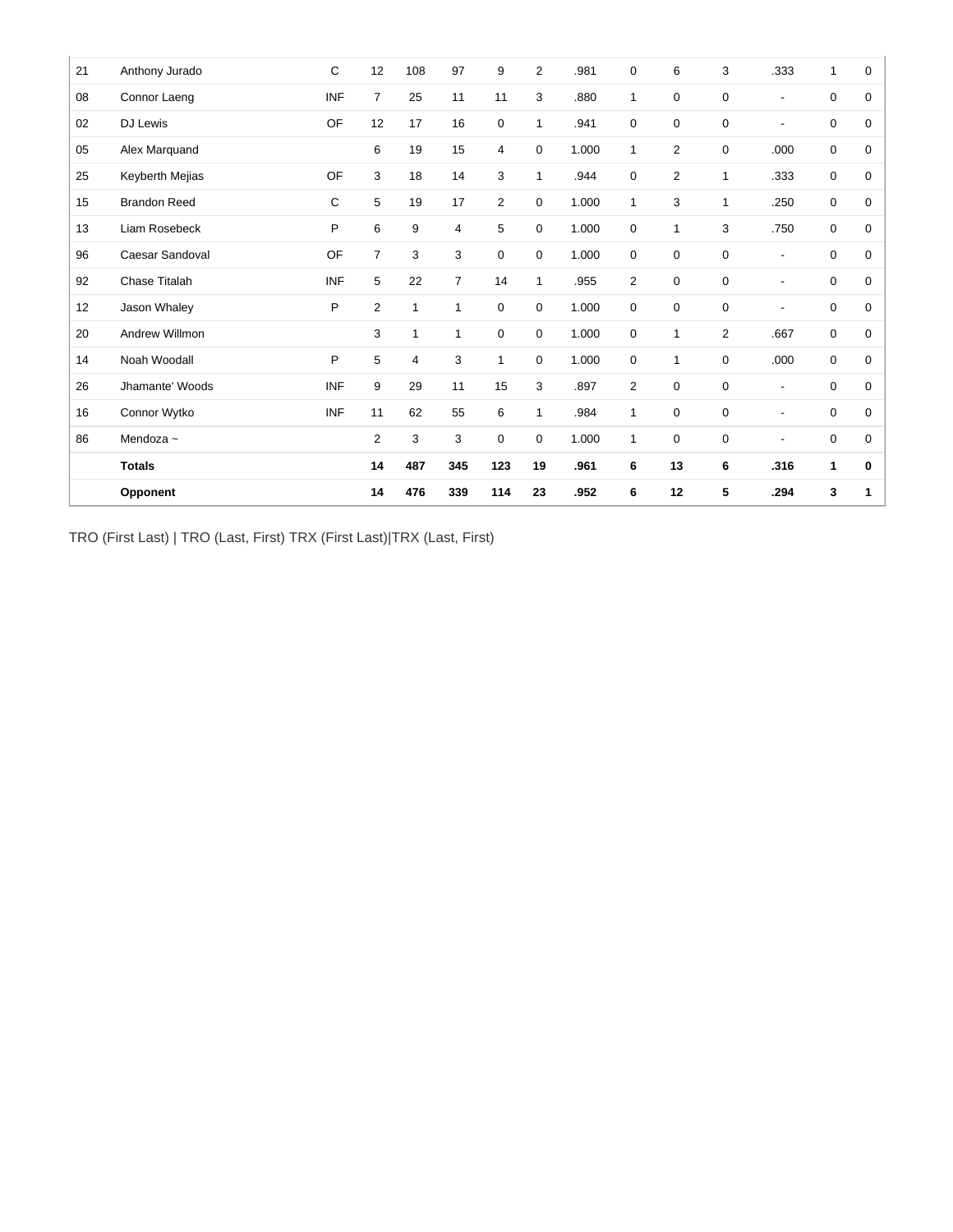| | | | | | | | | | | | | | | |
|---|---|---|---|---|---|---|---|---|---|---|---|---|---|---|
| 21 | Anthony Jurado | C | 12 | 108 | 97 | 9 | 2 | .981 | 0 | 6 | 3 | .333 | 1 | 0 |
| 08 | Connor Laeng | INF | 7 | 25 | 11 | 11 | 3 | .880 | 1 | 0 | 0 | - | 0 | 0 |
| 02 | DJ Lewis | OF | 12 | 17 | 16 | 0 | 1 | .941 | 0 | 0 | 0 | - | 0 | 0 |
| 05 | Alex Marquand | | 6 | 19 | 15 | 4 | 0 | 1.000 | 1 | 2 | 0 | .000 | 0 | 0 |
| 25 | Keyberth Mejias | OF | 3 | 18 | 14 | 3 | 1 | .944 | 0 | 2 | 1 | .333 | 0 | 0 |
| 15 | Brandon Reed | C | 5 | 19 | 17 | 2 | 0 | 1.000 | 1 | 3 | 1 | .250 | 0 | 0 |
| 13 | Liam Rosebeck | P | 6 | 9 | 4 | 5 | 0 | 1.000 | 0 | 1 | 3 | .750 | 0 | 0 |
| 96 | Caesar Sandoval | OF | 7 | 3 | 3 | 0 | 0 | 1.000 | 0 | 0 | 0 | - | 0 | 0 |
| 92 | Chase Titalah | INF | 5 | 22 | 7 | 14 | 1 | .955 | 2 | 0 | 0 | - | 0 | 0 |
| 12 | Jason Whaley | P | 2 | 1 | 1 | 0 | 0 | 1.000 | 0 | 0 | 0 | - | 0 | 0 |
| 20 | Andrew Willmon | | 3 | 1 | 1 | 0 | 0 | 1.000 | 0 | 1 | 2 | .667 | 0 | 0 |
| 14 | Noah Woodall | P | 5 | 4 | 3 | 1 | 0 | 1.000 | 0 | 1 | 0 | .000 | 0 | 0 |
| 26 | Jhamante' Woods | INF | 9 | 29 | 11 | 15 | 3 | .897 | 2 | 0 | 0 | - | 0 | 0 |
| 16 | Connor Wytko | INF | 11 | 62 | 55 | 6 | 1 | .984 | 1 | 0 | 0 | - | 0 | 0 |
| 86 | Mendoza ~ | | 2 | 3 | 3 | 0 | 0 | 1.000 | 1 | 0 | 0 | - | 0 | 0 |
| | **Totals** | | **14** | **487** | **345** | **123** | **19** | **.961** | **6** | **13** | **6** | **.316** | **1** | **0** |
| | **Opponent** | | **14** | **476** | **339** | **114** | **23** | **.952** | **6** | **12** | **5** | **.294** | **3** | **1** |

TRO (First Last) | TRO (Last, First) TRX (First Last)|TRX (Last, First)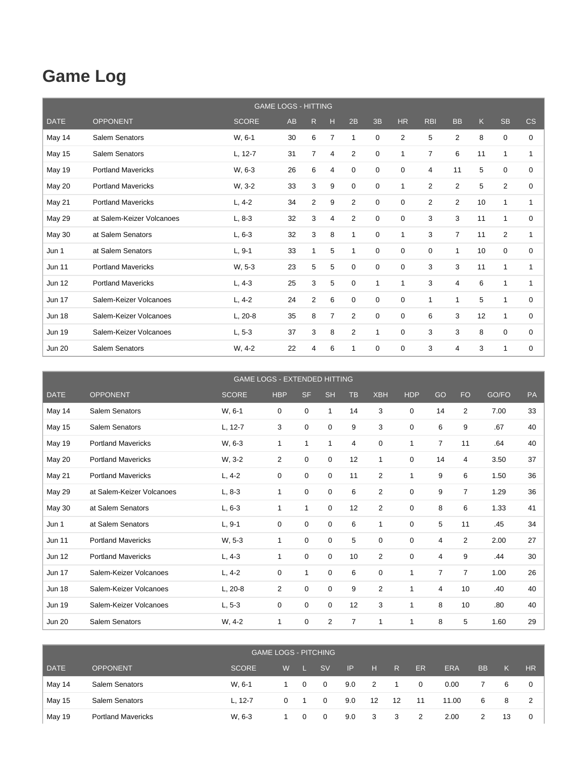# Game Log

| GAME LOGS - HITTING | | | | | | | | | | | | | |
|---|---|---|---|---|---|---|---|---|---|---|---|---|---|
| DATE | OPPONENT | SCORE | AB | R | H | 2B | 3B | HR | RBI | BB | K | SB | CS |
| May 14 | Salem Senators | W, 6-1 | 30 | 6 | 7 | 1 | 0 | 2 | 5 | 2 | 8 | 0 | 0 |
| May 15 | Salem Senators | L, 12-7 | 31 | 7 | 4 | 2 | 0 | 1 | 7 | 6 | 11 | 1 | 1 |
| May 19 | Portland Mavericks | W, 6-3 | 26 | 6 | 4 | 0 | 0 | 0 | 4 | 11 | 5 | 0 | 0 |
| May 20 | Portland Mavericks | W, 3-2 | 33 | 3 | 9 | 0 | 0 | 1 | 2 | 2 | 5 | 2 | 0 |
| May 21 | Portland Mavericks | L, 4-2 | 34 | 2 | 9 | 2 | 0 | 0 | 2 | 2 | 10 | 1 | 1 |
| May 29 | at Salem-Keizer Volcanoes | L, 8-3 | 32 | 3 | 4 | 2 | 0 | 0 | 3 | 3 | 11 | 1 | 0 |
| May 30 | at Salem Senators | L, 6-3 | 32 | 3 | 8 | 1 | 0 | 1 | 3 | 7 | 11 | 2 | 1 |
| Jun 1 | at Salem Senators | L, 9-1 | 33 | 1 | 5 | 1 | 0 | 0 | 0 | 1 | 10 | 0 | 0 |
| Jun 11 | Portland Mavericks | W, 5-3 | 23 | 5 | 5 | 0 | 0 | 0 | 3 | 3 | 11 | 1 | 1 |
| Jun 12 | Portland Mavericks | L, 4-3 | 25 | 3 | 5 | 0 | 1 | 1 | 3 | 4 | 6 | 1 | 1 |
| Jun 17 | Salem-Keizer Volcanoes | L, 4-2 | 24 | 2 | 6 | 0 | 0 | 0 | 1 | 1 | 5 | 1 | 0 |
| Jun 18 | Salem-Keizer Volcanoes | L, 20-8 | 35 | 8 | 7 | 2 | 0 | 0 | 6 | 3 | 12 | 1 | 0 |
| Jun 19 | Salem-Keizer Volcanoes | L, 5-3 | 37 | 3 | 8 | 2 | 1 | 0 | 3 | 3 | 8 | 0 | 0 |
| Jun 20 | Salem Senators | W, 4-2 | 22 | 4 | 6 | 1 | 0 | 0 | 3 | 4 | 3 | 1 | 0 |

| GAME LOGS - EXTENDED HITTING | | | | | | | | | | | | |
|---|---|---|---|---|---|---|---|---|---|---|---|---|
| DATE | OPPONENT | SCORE | HBP | SF | SH | TB | XBH | HDP | GO | FO | GO/FO | PA |
| May 14 | Salem Senators | W, 6-1 | 0 | 0 | 1 | 14 | 3 | 0 | 14 | 2 | 7.00 | 33 |
| May 15 | Salem Senators | L, 12-7 | 3 | 0 | 0 | 9 | 3 | 0 | 6 | 9 | .67 | 40 |
| May 19 | Portland Mavericks | W, 6-3 | 1 | 1 | 1 | 4 | 0 | 1 | 7 | 11 | .64 | 40 |
| May 20 | Portland Mavericks | W, 3-2 | 2 | 0 | 0 | 12 | 1 | 0 | 14 | 4 | 3.50 | 37 |
| May 21 | Portland Mavericks | L, 4-2 | 0 | 0 | 0 | 11 | 2 | 1 | 9 | 6 | 1.50 | 36 |
| May 29 | at Salem-Keizer Volcanoes | L, 8-3 | 1 | 0 | 0 | 6 | 2 | 0 | 9 | 7 | 1.29 | 36 |
| May 30 | at Salem Senators | L, 6-3 | 1 | 1 | 0 | 12 | 2 | 0 | 8 | 6 | 1.33 | 41 |
| Jun 1 | at Salem Senators | L, 9-1 | 0 | 0 | 0 | 6 | 1 | 0 | 5 | 11 | .45 | 34 |
| Jun 11 | Portland Mavericks | W, 5-3 | 1 | 0 | 0 | 5 | 0 | 0 | 4 | 2 | 2.00 | 27 |
| Jun 12 | Portland Mavericks | L, 4-3 | 1 | 0 | 0 | 10 | 2 | 0 | 4 | 9 | .44 | 30 |
| Jun 17 | Salem-Keizer Volcanoes | L, 4-2 | 0 | 1 | 0 | 6 | 0 | 1 | 7 | 7 | 1.00 | 26 |
| Jun 18 | Salem-Keizer Volcanoes | L, 20-8 | 2 | 0 | 0 | 9 | 2 | 1 | 4 | 10 | .40 | 40 |
| Jun 19 | Salem-Keizer Volcanoes | L, 5-3 | 0 | 0 | 0 | 12 | 3 | 1 | 8 | 10 | .80 | 40 |
| Jun 20 | Salem Senators | W, 4-2 | 1 | 0 | 2 | 7 | 1 | 1 | 8 | 5 | 1.60 | 29 |

| GAME LOGS - PITCHING | | | | | | | | | | | | | |
|---|---|---|---|---|---|---|---|---|---|---|---|---|---|
| DATE | OPPONENT | SCORE | W | L | SV | IP | H | R | ER | ERA | BB | K | HR |
| May 14 | Salem Senators | W, 6-1 | 1 | 0 | 0 | 9.0 | 2 | 1 | 0 | 0.00 | 7 | 6 | 0 |
| May 15 | Salem Senators | L, 12-7 | 0 | 1 | 0 | 9.0 | 12 | 12 | 11 | 11.00 | 6 | 8 | 2 |
| May 19 | Portland Mavericks | W, 6-3 | 1 | 0 | 0 | 9.0 | 3 | 3 | 2 | 2.00 | 2 | 13 | 0 |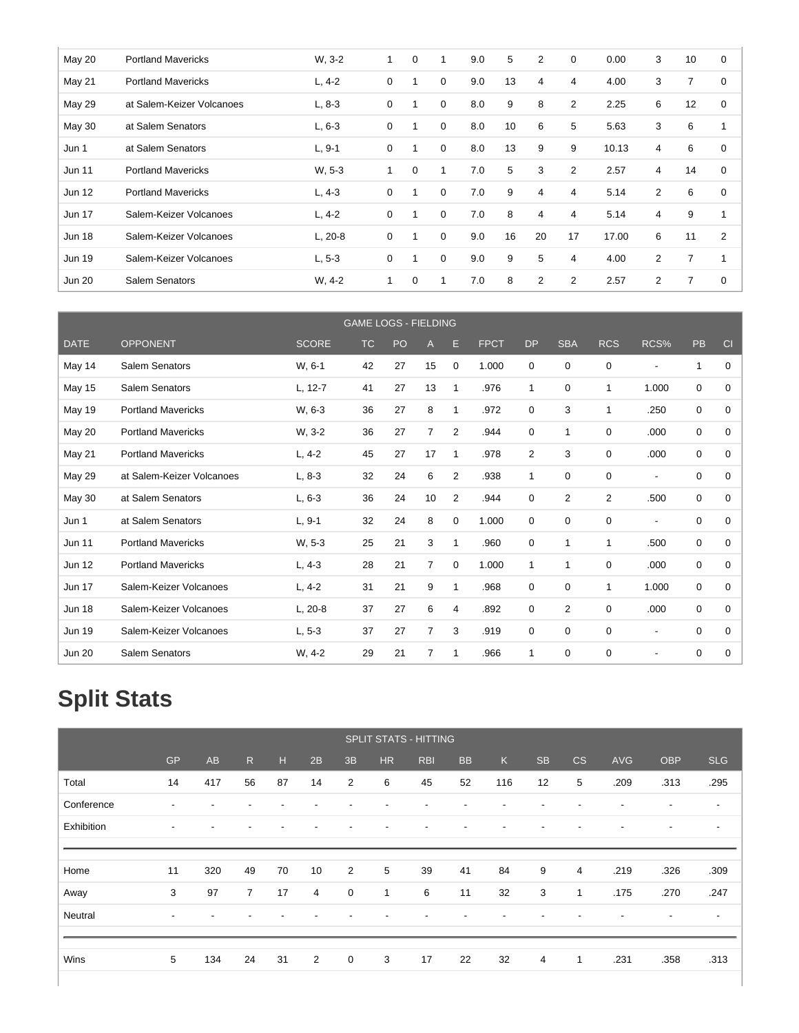| May 20 | Portland Mavericks | W, 3-2 | 1 | 0 | 1 | 9.0 | 5 | 2 | 0 | 0.00 | 3 | 10 | 0 |
|---|---|---|---|---|---|---|---|---|---|---|---|---|---|
| May 21 | Portland Mavericks | L, 4-2 | 0 | 1 | 0 | 9.0 | 13 | 4 | 4 | 4.00 | 3 | 7 | 0 |
| May 29 | at Salem-Keizer Volcanoes | L, 8-3 | 0 | 1 | 0 | 8.0 | 9 | 8 | 2 | 2.25 | 6 | 12 | 0 |
| May 30 | at Salem Senators | L, 6-3 | 0 | 1 | 0 | 8.0 | 10 | 6 | 5 | 5.63 | 3 | 6 | 1 |
| Jun 1 | at Salem Senators | L, 9-1 | 0 | 1 | 0 | 8.0 | 13 | 9 | 9 | 10.13 | 4 | 6 | 0 |
| Jun 11 | Portland Mavericks | W, 5-3 | 1 | 0 | 1 | 7.0 | 5 | 3 | 2 | 2.57 | 4 | 14 | 0 |
| Jun 12 | Portland Mavericks | L, 4-3 | 0 | 1 | 0 | 7.0 | 9 | 4 | 4 | 5.14 | 2 | 6 | 0 |
| Jun 17 | Salem-Keizer Volcanoes | L, 4-2 | 0 | 1 | 0 | 7.0 | 8 | 4 | 4 | 5.14 | 4 | 9 | 1 |
| Jun 18 | Salem-Keizer Volcanoes | L, 20-8 | 0 | 1 | 0 | 9.0 | 16 | 20 | 17 | 17.00 | 6 | 11 | 2 |
| Jun 19 | Salem-Keizer Volcanoes | L, 5-3 | 0 | 1 | 0 | 9.0 | 9 | 5 | 4 | 4.00 | 2 | 7 | 1 |
| Jun 20 | Salem Senators | W, 4-2 | 1 | 0 | 1 | 7.0 | 8 | 2 | 2 | 2.57 | 2 | 7 | 0 |

| GAME LOGS - FIELDING | | | | | | | | | | | | | |
|---|---|---|---|---|---|---|---|---|---|---|---|---|---|
| DATE | OPPONENT | SCORE | TC | PO | A | E | FPCT | DP | SBA | RCS | RCS% | PB | CI |
| May 14 | Salem Senators | W, 6-1 | 42 | 27 | 15 | 0 | 1.000 | 0 | 0 | 0 | - | 1 | 0 |
| May 15 | Salem Senators | L, 12-7 | 41 | 27 | 13 | 1 | .976 | 1 | 0 | 1 | 1.000 | 0 | 0 |
| May 19 | Portland Mavericks | W, 6-3 | 36 | 27 | 8 | 1 | .972 | 0 | 3 | 1 | .250 | 0 | 0 |
| May 20 | Portland Mavericks | W, 3-2 | 36 | 27 | 7 | 2 | .944 | 0 | 1 | 0 | .000 | 0 | 0 |
| May 21 | Portland Mavericks | L, 4-2 | 45 | 27 | 17 | 1 | .978 | 2 | 3 | 0 | .000 | 0 | 0 |
| May 29 | at Salem-Keizer Volcanoes | L, 8-3 | 32 | 24 | 6 | 2 | .938 | 1 | 0 | 0 | - | 0 | 0 |
| May 30 | at Salem Senators | L, 6-3 | 36 | 24 | 10 | 2 | .944 | 0 | 2 | 2 | .500 | 0 | 0 |
| Jun 1 | at Salem Senators | L, 9-1 | 32 | 24 | 8 | 0 | 1.000 | 0 | 0 | 0 | - | 0 | 0 |
| Jun 11 | Portland Mavericks | W, 5-3 | 25 | 21 | 3 | 1 | .960 | 0 | 1 | 1 | .500 | 0 | 0 |
| Jun 12 | Portland Mavericks | L, 4-3 | 28 | 21 | 7 | 0 | 1.000 | 1 | 1 | 0 | .000 | 0 | 0 |
| Jun 17 | Salem-Keizer Volcanoes | L, 4-2 | 31 | 21 | 9 | 1 | .968 | 0 | 0 | 1 | 1.000 | 0 | 0 |
| Jun 18 | Salem-Keizer Volcanoes | L, 20-8 | 37 | 27 | 6 | 4 | .892 | 0 | 2 | 0 | .000 | 0 | 0 |
| Jun 19 | Salem-Keizer Volcanoes | L, 5-3 | 37 | 27 | 7 | 3 | .919 | 0 | 0 | 0 | - | 0 | 0 |
| Jun 20 | Salem Senators | W, 4-2 | 29 | 21 | 7 | 1 | .966 | 1 | 0 | 0 | - | 0 | 0 |

# Split Stats

| SPLIT STATS - HITTING | | | | | | | | | | | | | | | |
|---|---|---|---|---|---|---|---|---|---|---|---|---|---|---|---|
| | GP | AB | R | H | 2B | 3B | HR | RBI | BB | K | SB | CS | AVG | OBP | SLG |
| Total | 14 | 417 | 56 | 87 | 14 | 2 | 6 | 45 | 52 | 116 | 12 | 5 | .209 | .313 | .295 |
| Conference | - | - | - | - | - | - | - | - | - | - | - | - | - | - | - |
| Exhibition | - | - | - | - | - | - | - | - | - | - | - | - | - | - | - |
| Home | 11 | 320 | 49 | 70 | 10 | 2 | 5 | 39 | 41 | 84 | 9 | 4 | .219 | .326 | .309 |
| Away | 3 | 97 | 7 | 17 | 4 | 0 | 1 | 6 | 11 | 32 | 3 | 1 | .175 | .270 | .247 |
| Neutral | - | - | - | - | - | - | - | - | - | - | - | - | - | - | - |
| Wins | 5 | 134 | 24 | 31 | 2 | 0 | 3 | 17 | 22 | 32 | 4 | 1 | .231 | .358 | .313 |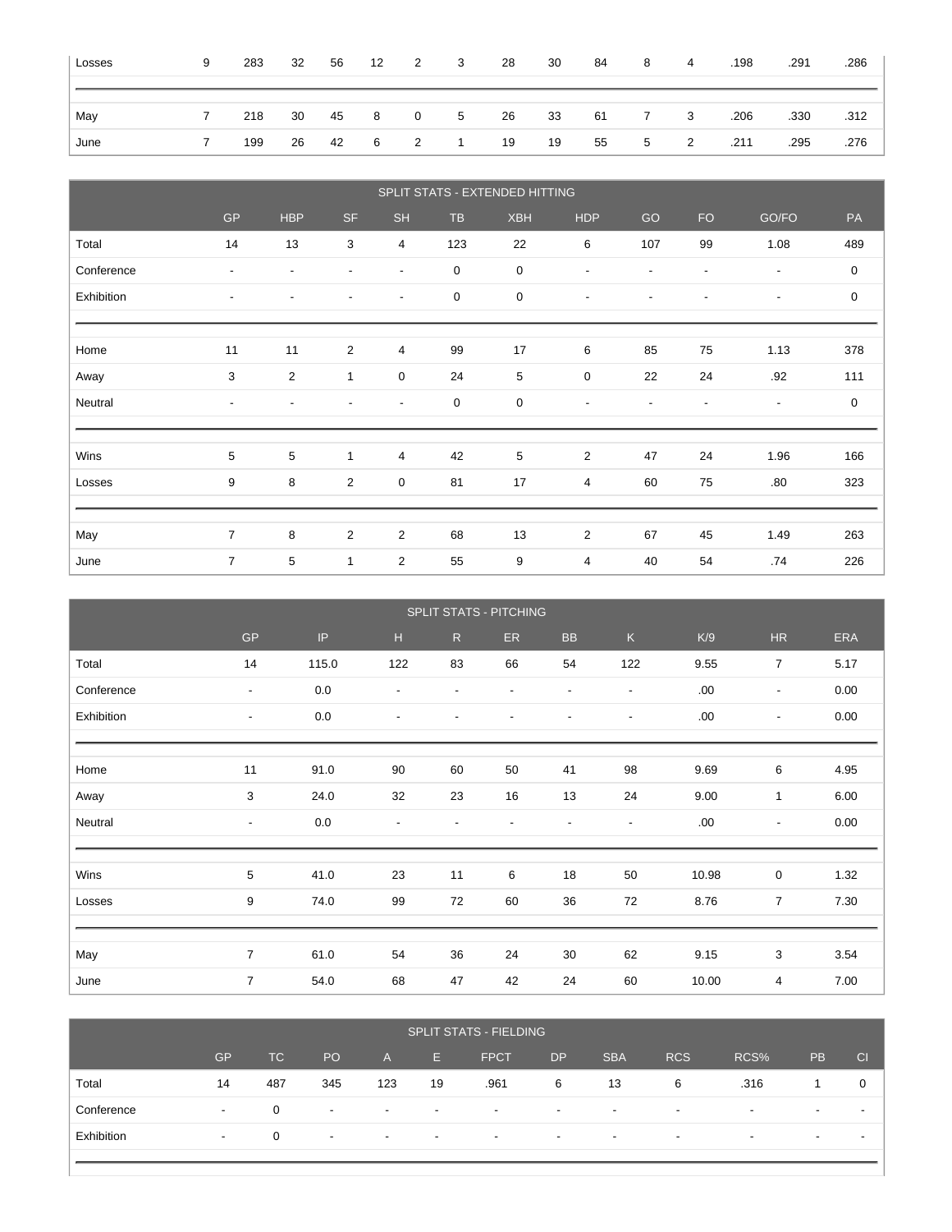| | | | | | | | | | | | | | | | |
|---|---|---|---|---|---|---|---|---|---|---|---|---|---|---|---|
| Losses | 9 | 283 | 32 | 56 | 12 | 2 | 3 | 28 | 30 | 84 | 8 | 4 | .198 | .291 | .286 |
| | | | | | | | | | | | | | | | |
| May | 7 | 218 | 30 | 45 | 8 | 0 | 5 | 26 | 33 | 61 | 7 | 3 | .206 | .330 | .312 |
| June | 7 | 199 | 26 | 42 | 6 | 2 | 1 | 19 | 19 | 55 | 5 | 2 | .211 | .295 | .276 |

## SPLIT STATS - EXTENDED HITTING

| | GP | HBP | SF | SH | TB | XBH | HDP | GO | FO | GO/FO | PA |
|---|---|---|---|---|---|---|---|---|---|---|---|
| Total | 14 | 13 | 3 | 4 | 123 | 22 | 6 | 107 | 99 | 1.08 | 489 |
| Conference | - | - | - | - | 0 | 0 | - | - | - | - | 0 |
| Exhibition | - | - | - | - | 0 | 0 | - | - | - | - | 0 |
| | | | | | | | | | | | |
| Home | 11 | 11 | 2 | 4 | 99 | 17 | 6 | 85 | 75 | 1.13 | 378 |
| Away | 3 | 2 | 1 | 0 | 24 | 5 | 0 | 22 | 24 | .92 | 111 |
| Neutral | - | - | - | - | 0 | 0 | - | - | - | - | 0 |
| | | | | | | | | | | | |
| Wins | 5 | 5 | 1 | 4 | 42 | 5 | 2 | 47 | 24 | 1.96 | 166 |
| Losses | 9 | 8 | 2 | 0 | 81 | 17 | 4 | 60 | 75 | .80 | 323 |
| | | | | | | | | | | | |
| May | 7 | 8 | 2 | 2 | 68 | 13 | 2 | 67 | 45 | 1.49 | 263 |
| June | 7 | 5 | 1 | 2 | 55 | 9 | 4 | 40 | 54 | .74 | 226 |

## SPLIT STATS - PITCHING

| | GP | IP | H | R | ER | BB | K | K/9 | HR | ERA |
|---|---|---|---|---|---|---|---|---|---|---|
| Total | 14 | 115.0 | 122 | 83 | 66 | 54 | 122 | 9.55 | 7 | 5.17 |
| Conference | - | 0.0 | - | - | - | - | - | .00 | - | 0.00 |
| Exhibition | - | 0.0 | - | - | - | - | - | .00 | - | 0.00 |
| | | | | | | | | | | |
| Home | 11 | 91.0 | 90 | 60 | 50 | 41 | 98 | 9.69 | 6 | 4.95 |
| Away | 3 | 24.0 | 32 | 23 | 16 | 13 | 24 | 9.00 | 1 | 6.00 |
| Neutral | - | 0.0 | - | - | - | - | - | .00 | - | 0.00 |
| | | | | | | | | | | |
| Wins | 5 | 41.0 | 23 | 11 | 6 | 18 | 50 | 10.98 | 0 | 1.32 |
| Losses | 9 | 74.0 | 99 | 72 | 60 | 36 | 72 | 8.76 | 7 | 7.30 |
| | | | | | | | | | | |
| May | 7 | 61.0 | 54 | 36 | 24 | 30 | 62 | 9.15 | 3 | 3.54 |
| June | 7 | 54.0 | 68 | 47 | 42 | 24 | 60 | 10.00 | 4 | 7.00 |

## SPLIT STATS - FIELDING

| | GP | TC | PO | A | E | FPCT | DP | SBA | RCS | RCS% | PB | CI |
|---|---|---|---|---|---|---|---|---|---|---|---|---|
| Total | 14 | 487 | 345 | 123 | 19 | .961 | 6 | 13 | 6 | .316 | 1 | 0 |
| Conference | - | 0 | - | - | - | - | - | - | - | - | - | - |
| Exhibition | - | 0 | - | - | - | - | - | - | - | - | - | - |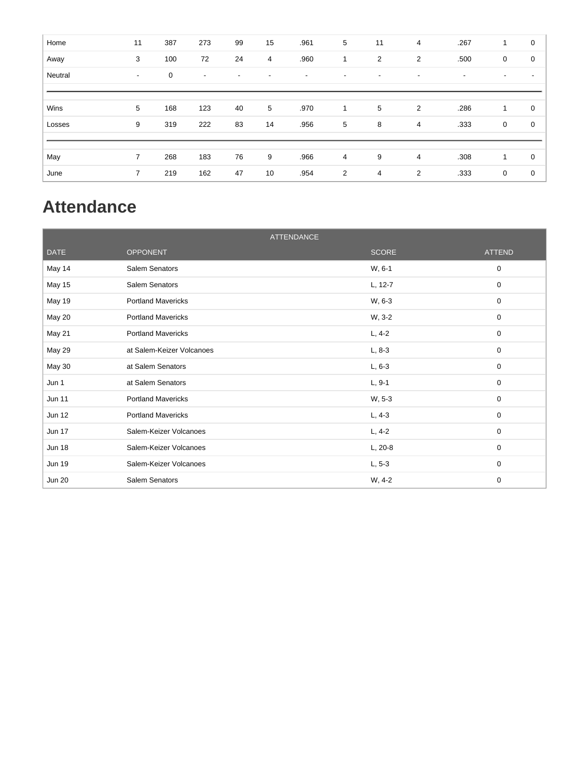| | | | | | | | | | | | | |
|---|---|---|---|---|---|---|---|---|---|---|---|---|
| Home | 11 | 387 | 273 | 99 | 15 | .961 | 5 | 11 | 4 | .267 | 1 | 0 |
| Away | 3 | 100 | 72 | 24 | 4 | .960 | 1 | 2 | 2 | .500 | 0 | 0 |
| Neutral | - | 0 | - | - | - | - | - | - | - | - | - | - |
| Wins | 5 | 168 | 123 | 40 | 5 | .970 | 1 | 5 | 2 | .286 | 1 | 0 |
| Losses | 9 | 319 | 222 | 83 | 14 | .956 | 5 | 8 | 4 | .333 | 0 | 0 |
| May | 7 | 268 | 183 | 76 | 9 | .966 | 4 | 9 | 4 | .308 | 1 | 0 |
| June | 7 | 219 | 162 | 47 | 10 | .954 | 2 | 4 | 2 | .333 | 0 | 0 |

## Attendance

| ATTENDANCE | | | |
|---|---|---|---|
| DATE | OPPONENT | SCORE | ATTEND |
| May 14 | Salem Senators | W, 6-1 | 0 |
| May 15 | Salem Senators | L, 12-7 | 0 |
| May 19 | Portland Mavericks | W, 6-3 | 0 |
| May 20 | Portland Mavericks | W, 3-2 | 0 |
| May 21 | Portland Mavericks | L, 4-2 | 0 |
| May 29 | at Salem-Keizer Volcanoes | L, 8-3 | 0 |
| May 30 | at Salem Senators | L, 6-3 | 0 |
| Jun 1 | at Salem Senators | L, 9-1 | 0 |
| Jun 11 | Portland Mavericks | W, 5-3 | 0 |
| Jun 12 | Portland Mavericks | L, 4-3 | 0 |
| Jun 17 | Salem-Keizer Volcanoes | L, 4-2 | 0 |
| Jun 18 | Salem-Keizer Volcanoes | L, 20-8 | 0 |
| Jun 19 | Salem-Keizer Volcanoes | L, 5-3 | 0 |
| Jun 20 | Salem Senators | W, 4-2 | 0 |